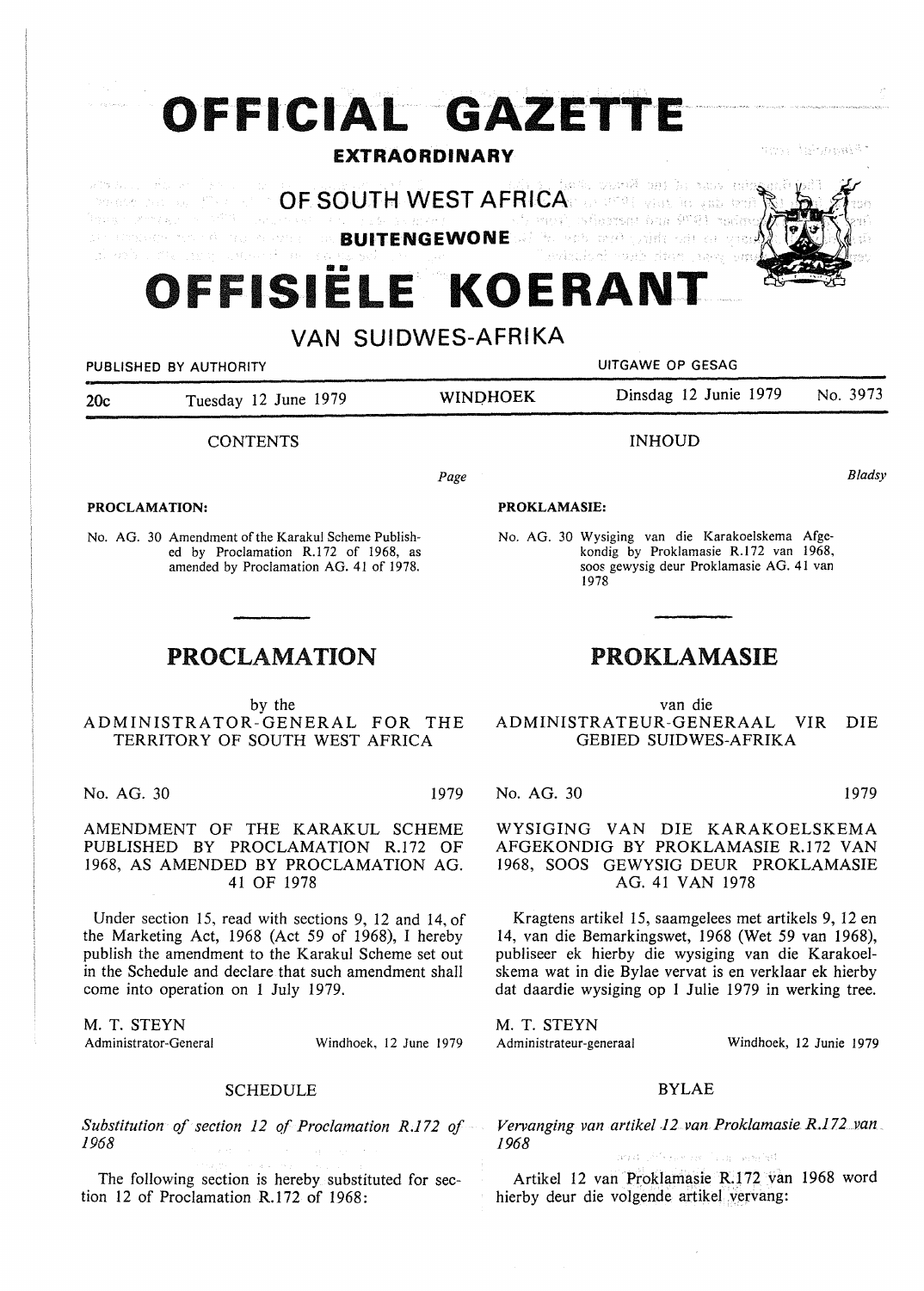# OFFICIAL GAZETTE

**EXTRAORDINARY**

## OF SOUTH WEST AFRICA

**BUITENGEWONE**

# OFFISIËLE KOERANT

## VAN SUIDWES-AFRIKA

PUBLISHED BY AUTHORITY — UITGAWE OP GESAG

20c — Tuesday 12 June 1979 — WINDHOEK — Dinsdag 12 Junie 1979 — No. 3973

CONTENTS

Page

**PROCLAMATION:**

No. AG. 30 Amendment of the Karakul Scheme Published by Proclamation R.172 of 1968, as amended by Proclamation AG. 41 of 1978.

## PROCLAMATION

by the
ADMINISTRATOR-GENERAL FOR THE TERRITORY OF SOUTH WEST AFRICA

No. AG. 30 — 1979

AMENDMENT OF THE KARAKUL SCHEME PUBLISHED BY PROCLAMATION R.172 OF 1968, AS AMENDED BY PROCLAMATION AG. 41 OF 1978

Under section 15, read with sections 9, 12 and 14, of the Marketing Act, 1968 (Act 59 of 1968), I hereby publish the amendment to the Karakul Scheme set out in the Schedule and declare that such amendment shall come into operation on 1 July 1979.

M. T. STEYN
Administrator-General — Windhoek, 12 June 1979

SCHEDULE

*Substitution of section 12 of Proclamation R.172 of 1968*

The following section is hereby substituted for section 12 of Proclamation R.172 of 1968:

INHOUD

Bladsy

**PROKLAMASIE:**

No. AG. 30 Wysiging van die Karakoelskema Afgekondig by Proklamasie R.172 van 1968, soos gewysig deur Proklamasie AG. 41 van 1978

## PROKLAMASIE

van die
ADMINISTRATEUR-GENERAAL VIR DIE GEBIED SUIDWES-AFRIKA

No. AG. 30 — 1979

WYSIGING VAN DIE KARAKOELSKEMA AFGEKONDIG BY PROKLAMASIE R.172 VAN 1968, SOOS GEWYSIG DEUR PROKLAMASIE AG. 41 VAN 1978

Kragtens artikel 15, saamgelees met artikels 9, 12 en 14, van die Bemarkingswet, 1968 (Wet 59 van 1968), publiseer ek hierby die wysiging van die Karakoelskema wat in die Bylae vervat is en verklaar ek hierby dat daardie wysiging op 1 Julie 1979 in werking tree.

M. T. STEYN
Administrateur-generaal — Windhoek, 12 Junie 1979

BYLAE

*Vervanging van artikel 12 van Proklamasie R.172 van 1968*

Artikel 12 van Proklamasie R.172 van 1968 word hierby deur die volgende artikel vervang: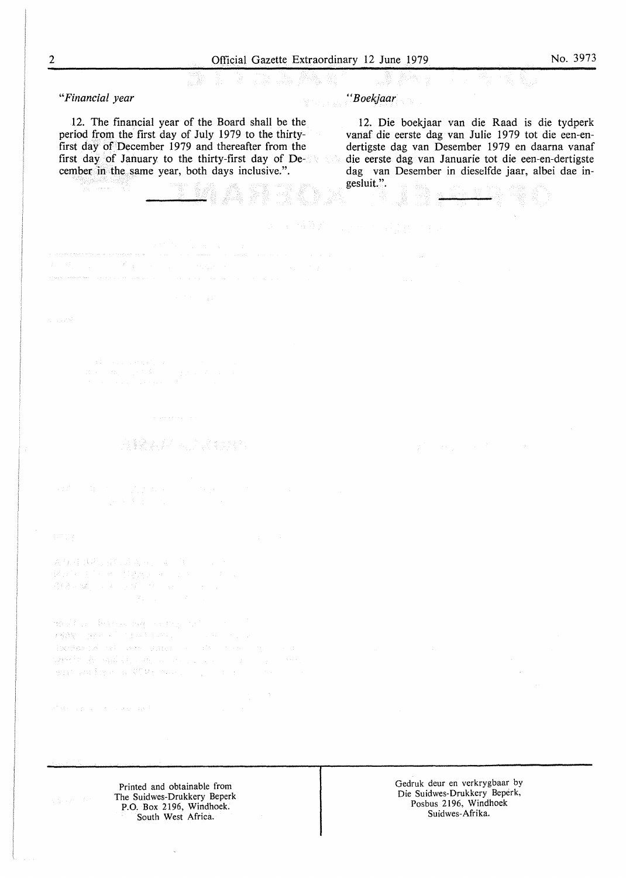*"Financial year*

12. The financial year of the Board shall be the period from the first day of July 1979 to the thirty-first day of December 1979 and thereafter from the first day of January to the thirty-first day of December in the same year, both days inclusive.".

---

*"Boekjaar*

12. Die boekjaar van die Raad is die tydperk vanaf die eerste dag van Julie 1979 tot die een-en-dertigste dag van Desember 1979 en daarna vanaf die eerste dag van Januarie tot die een-en-dertigste dag van Desember in dieselfde jaar, albei dae ingesluit.".

---

Printed and obtainable from
The Suidwes-Drukkery Beperk
P.O. Box 2196, Windhoek.
South West Africa.

Gedruk deur en verkrygbaar by
Die Suidwes-Drukkery Beperk,
Posbus 2196, Windhoek
Suidwes-Afrika.